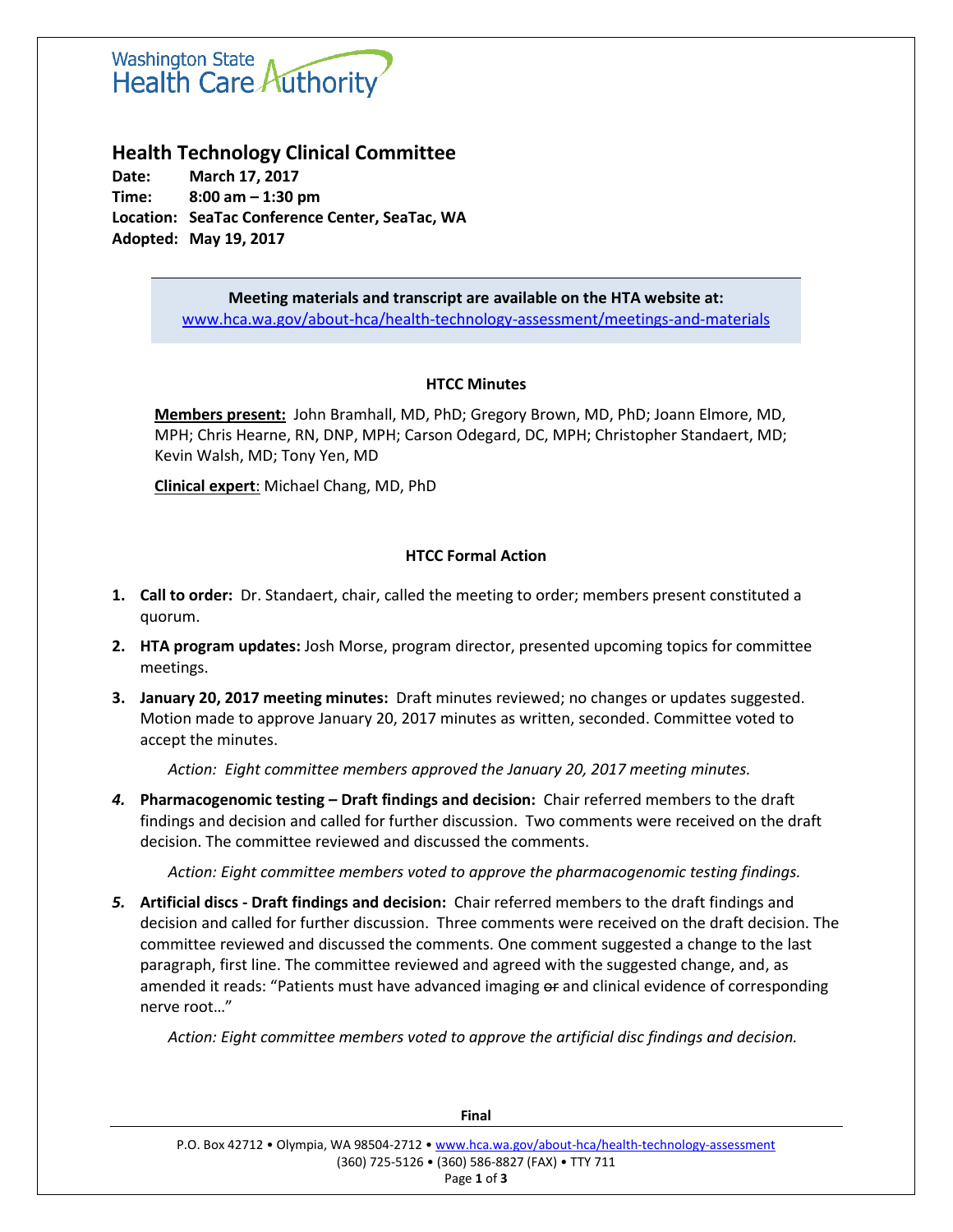Washington State Health Care Authority

# Health Technology Clinical Committee

**Date:** March 17, 2017
**Time:** 8:00 am – 1:30 pm
**Location:** SeaTac Conference Center, SeaTac, WA
**Adopted:** May 19, 2017

**Meeting materials and transcript are available on the HTA website at:**
www.hca.wa.gov/about-hca/health-technology-assessment/meetings-and-materials

## HTCC Minutes

**Members present:** John Bramhall, MD, PhD; Gregory Brown, MD, PhD; Joann Elmore, MD, MPH; Chris Hearne, RN, DNP, MPH; Carson Odegard, DC, MPH; Christopher Standaert, MD; Kevin Walsh, MD; Tony Yen, MD

**Clinical expert**: Michael Chang, MD, PhD

## HTCC Formal Action

1. **Call to order:** Dr. Standaert, chair, called the meeting to order; members present constituted a quorum.

2. **HTA program updates:** Josh Morse, program director, presented upcoming topics for committee meetings.

3. **January 20, 2017 meeting minutes:** Draft minutes reviewed; no changes or updates suggested. Motion made to approve January 20, 2017 minutes as written, seconded. Committee voted to accept the minutes.

   *Action: Eight committee members approved the January 20, 2017 meeting minutes.*

4. **Pharmacogenomic testing – Draft findings and decision:** Chair referred members to the draft findings and decision and called for further discussion. Two comments were received on the draft decision. The committee reviewed and discussed the comments.

   *Action: Eight committee members voted to approve the pharmacogenomic testing findings.*

5. **Artificial discs - Draft findings and decision:** Chair referred members to the draft findings and decision and called for further discussion. Three comments were received on the draft decision. The committee reviewed and discussed the comments. One comment suggested a change to the last paragraph, first line. The committee reviewed and agreed with the suggested change, and, as amended it reads: "Patients must have advanced imaging ~~or~~ and clinical evidence of corresponding nerve root…"

   *Action: Eight committee members voted to approve the artificial disc findings and decision.*

**Final**

P.O. Box 42712 • Olympia, WA 98504-2712 • www.hca.wa.gov/about-hca/health-technology-assessment
(360) 725-5126 • (360) 586-8827 (FAX) • TTY 711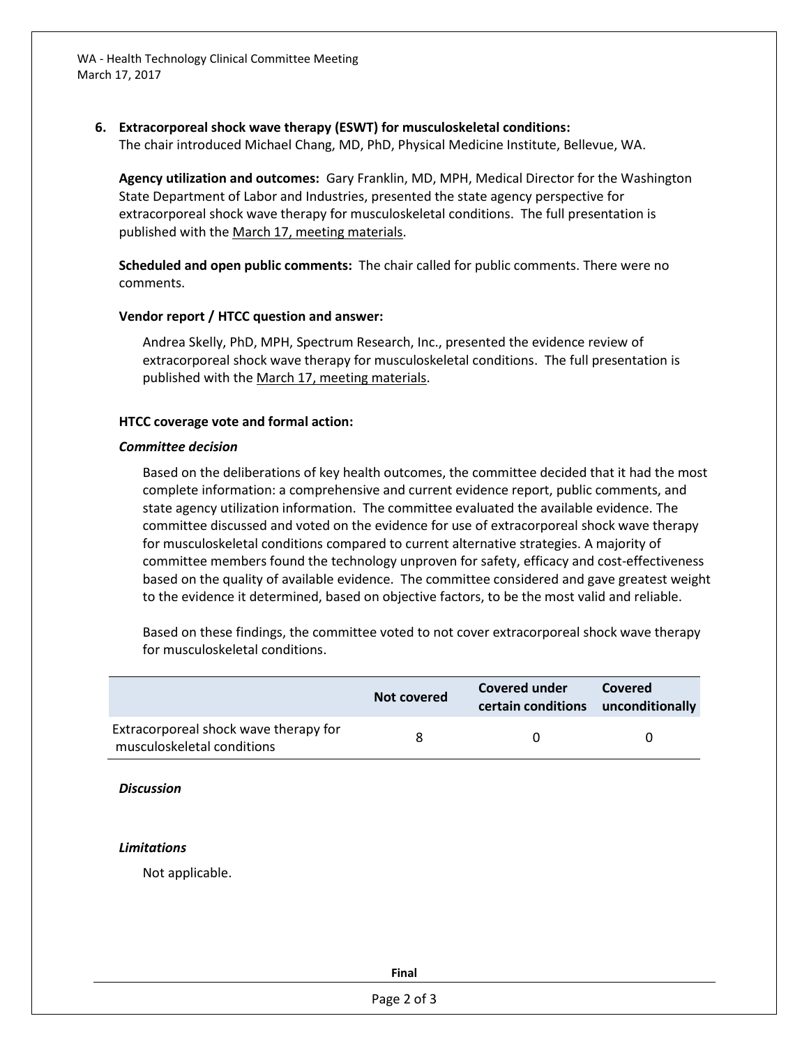6. **Extracorporeal shock wave therapy (ESWT) for musculoskeletal conditions:**
   The chair introduced Michael Chang, MD, PhD, Physical Medicine Institute, Bellevue, WA.

   **Agency utilization and outcomes:** Gary Franklin, MD, MPH, Medical Director for the Washington State Department of Labor and Industries, presented the state agency perspective for extracorporeal shock wave therapy for musculoskeletal conditions. The full presentation is published with the March 17, meeting materials.

   **Scheduled and open public comments:** The chair called for public comments. There were no comments.

   **Vendor report / HTCC question and answer:**

   Andrea Skelly, PhD, MPH, Spectrum Research, Inc., presented the evidence review of extracorporeal shock wave therapy for musculoskeletal conditions. The full presentation is published with the March 17, meeting materials.

   **HTCC coverage vote and formal action:**

   ***Committee decision***

   Based on the deliberations of key health outcomes, the committee decided that it had the most complete information: a comprehensive and current evidence report, public comments, and state agency utilization information. The committee evaluated the available evidence. The committee discussed and voted on the evidence for use of extracorporeal shock wave therapy for musculoskeletal conditions compared to current alternative strategies. A majority of committee members found the technology unproven for safety, efficacy and cost-effectiveness based on the quality of available evidence. The committee considered and gave greatest weight to the evidence it determined, based on objective factors, to be the most valid and reliable.

   Based on these findings, the committee voted to not cover extracorporeal shock wave therapy for musculoskeletal conditions.

| | Not covered | Covered under certain conditions | Covered unconditionally |
|---|---|---|---|
| Extracorporeal shock wave therapy for musculoskeletal conditions | 8 | 0 | 0 |

   ***Discussion***

   ***Limitations***

   Not applicable.

**Final**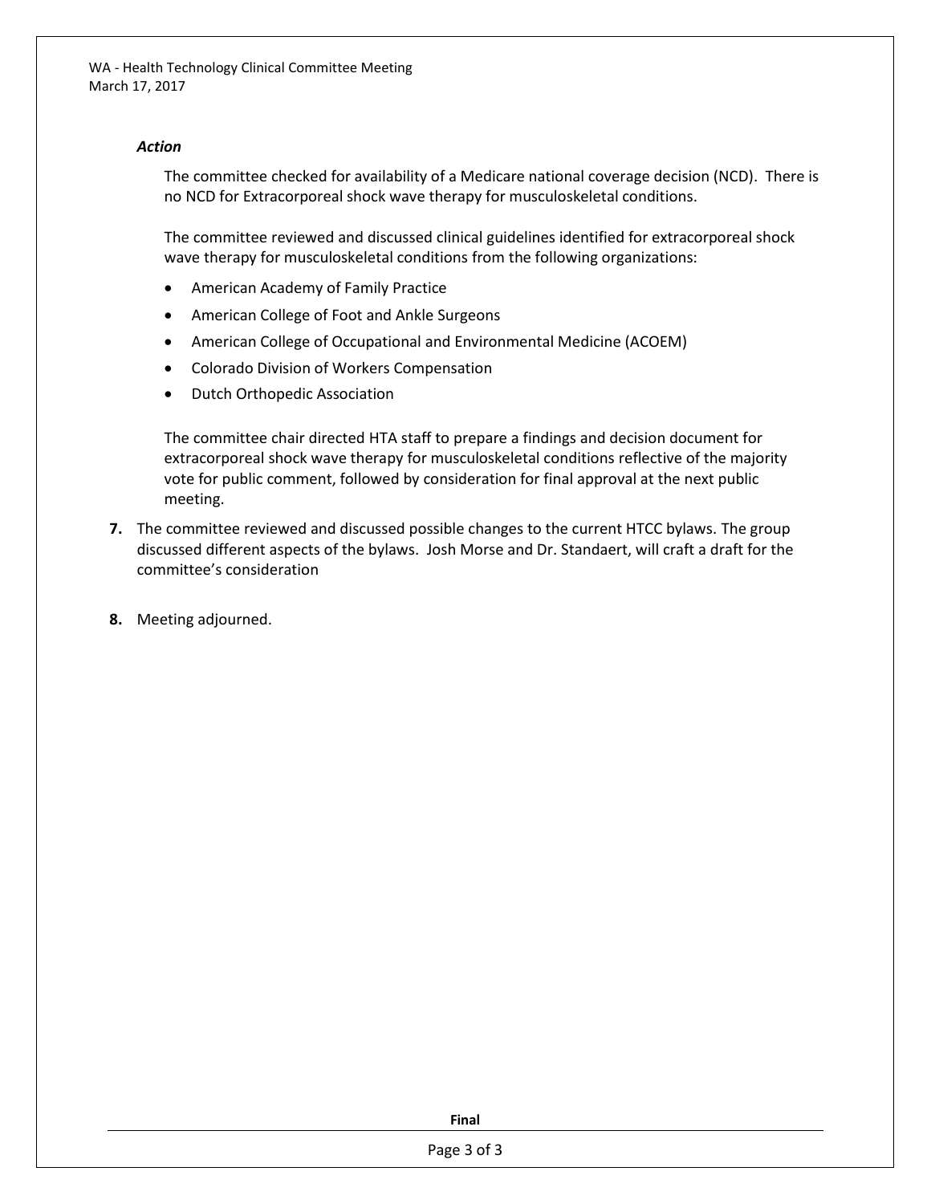***Action***

The committee checked for availability of a Medicare national coverage decision (NCD). There is no NCD for Extracorporeal shock wave therapy for musculoskeletal conditions.

The committee reviewed and discussed clinical guidelines identified for extracorporeal shock wave therapy for musculoskeletal conditions from the following organizations:

- American Academy of Family Practice
- American College of Foot and Ankle Surgeons
- American College of Occupational and Environmental Medicine (ACOEM)
- Colorado Division of Workers Compensation
- Dutch Orthopedic Association

The committee chair directed HTA staff to prepare a findings and decision document for extracorporeal shock wave therapy for musculoskeletal conditions reflective of the majority vote for public comment, followed by consideration for final approval at the next public meeting.

**7.** The committee reviewed and discussed possible changes to the current HTCC bylaws. The group discussed different aspects of the bylaws. Josh Morse and Dr. Standaert, will craft a draft for the committee's consideration

**8.** Meeting adjourned.